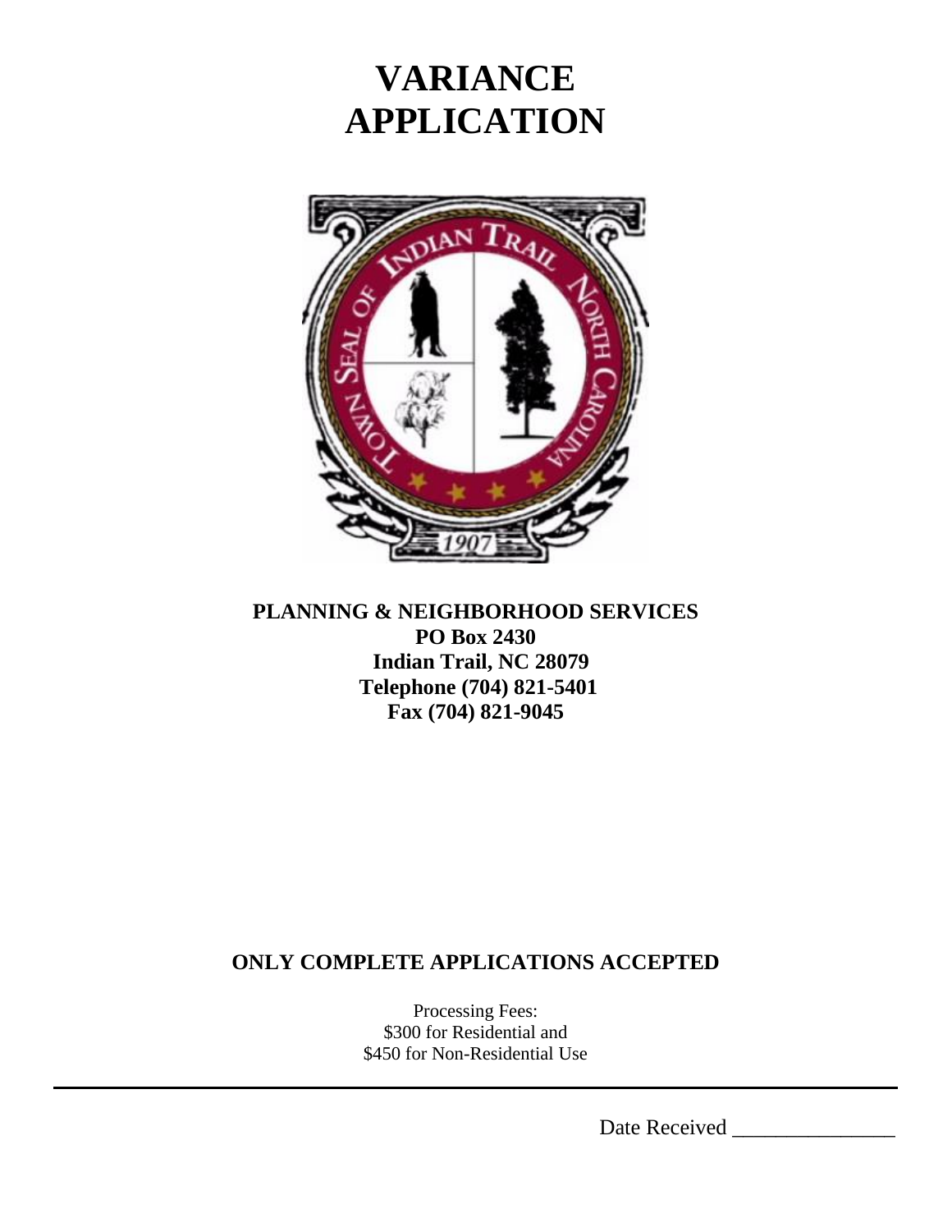# VARIANCE APPLICATION

**PLANNING & NEIGHBORHOOD SERVICES**
**PO Box 2430**
**Indian Trail, NC 28079**
**Telephone (704) 821-5401**
**Fax (704) 821-9045**

**ONLY COMPLETE APPLICATIONS ACCEPTED**

Processing Fees:
$300 for Residential and
$450 for Non-Residential Use

---

Date Received _______________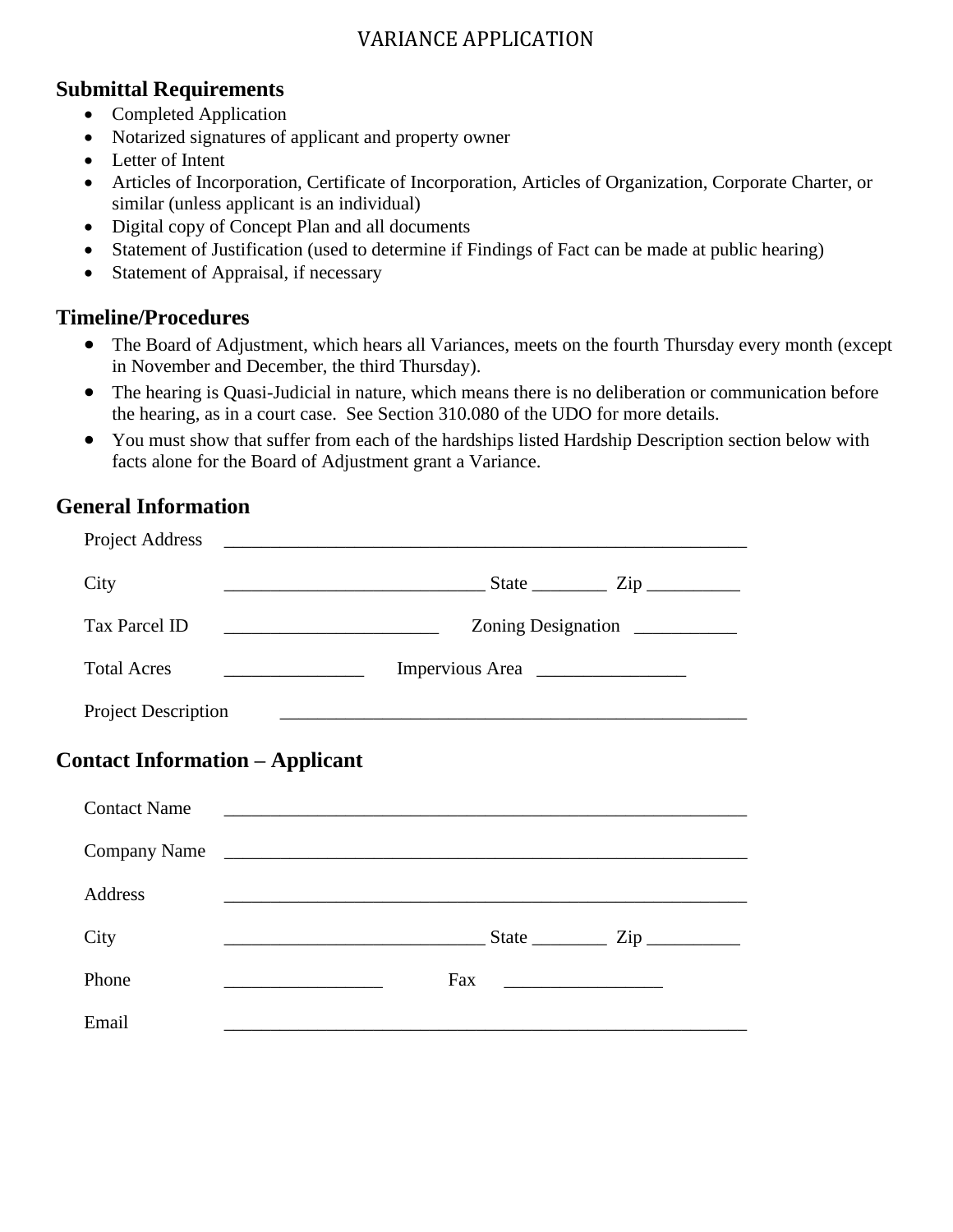# VARIANCE APPLICATION

## Submittal Requirements

- Completed Application
- Notarized signatures of applicant and property owner
- Letter of Intent
- Articles of Incorporation, Certificate of Incorporation, Articles of Organization, Corporate Charter, or similar (unless applicant is an individual)
- Digital copy of Concept Plan and all documents
- Statement of Justification (used to determine if Findings of Fact can be made at public hearing)
- Statement of Appraisal, if necessary

## Timeline/Procedures

- The Board of Adjustment, which hears all Variances, meets on the fourth Thursday every month (except in November and December, the third Thursday).
- The hearing is Quasi-Judicial in nature, which means there is no deliberation or communication before the hearing, as in a court case. See Section 310.080 of the UDO for more details.
- You must show that suffer from each of the hardships listed Hardship Description section below with facts alone for the Board of Adjustment grant a Variance.

## General Information

Project Address ____________________________________________________________

City ______________________________ State ________ Zip __________

Tax Parcel ID ________________________ Zoning Designation ___________

Total Acres _______________ Impervious Area ________________

Project Description ___________________________________________________

## Contact Information – Applicant

Contact Name ____________________________________________________________

Company Name ____________________________________________________________

Address ____________________________________________________________

City ______________________________ State ________ Zip __________

Phone _________________ Fax _________________

Email ____________________________________________________________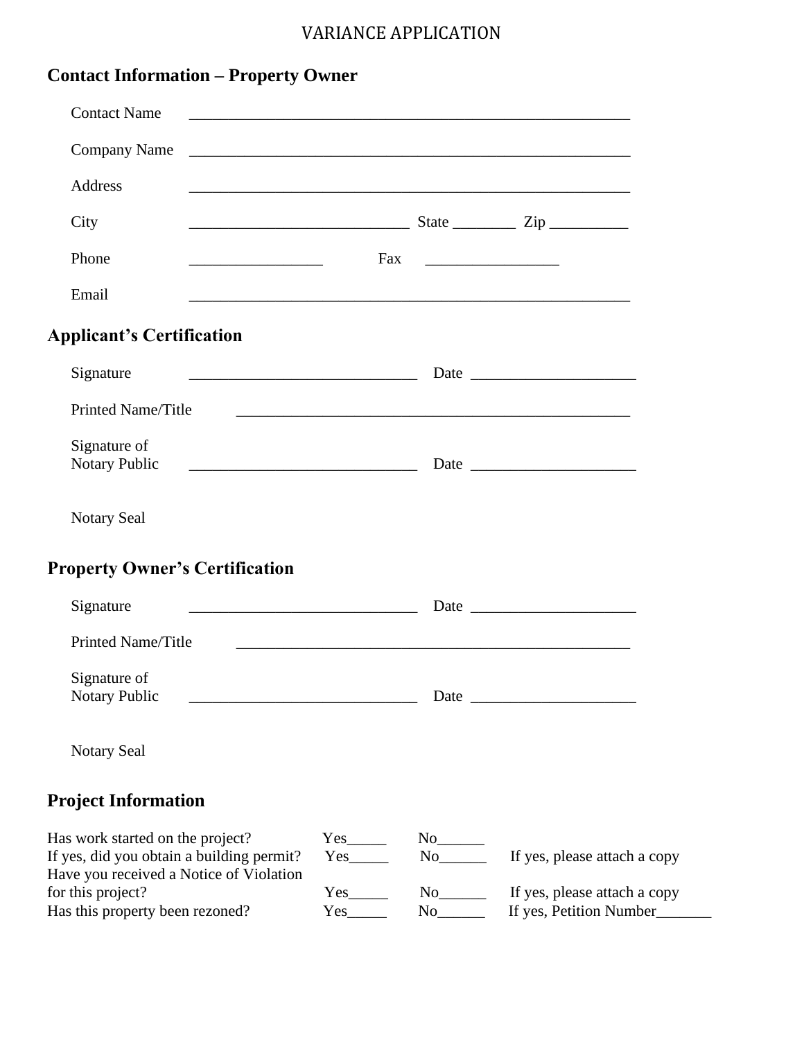VARIANCE APPLICATION

## Contact Information – Property Owner

Contact Name ____________________________________________________________

Company Name ____________________________________________________________

Address ____________________________________________________________

City ______________________________ State ________ Zip __________

Phone _________________ Fax _________________

Email ____________________________________________________________

## Applicant's Certification

Signature ______________________________ Date _____________________

Printed Name/Title ____________________________________________________

Signature of Notary Public ______________________________ Date _____________________

Notary Seal

## Property Owner's Certification

Signature ______________________________ Date _____________________

Printed Name/Title ____________________________________________________

Signature of Notary Public ______________________________ Date _____________________

Notary Seal

## Project Information

Has work started on the project? Yes_____ No______

If yes, did you obtain a building permit? Yes_____ No______ If yes, please attach a copy

Have you received a Notice of Violation for this project? Yes_____ No______ If yes, please attach a copy

Has this property been rezoned? Yes_____ No______ If yes, Petition Number_______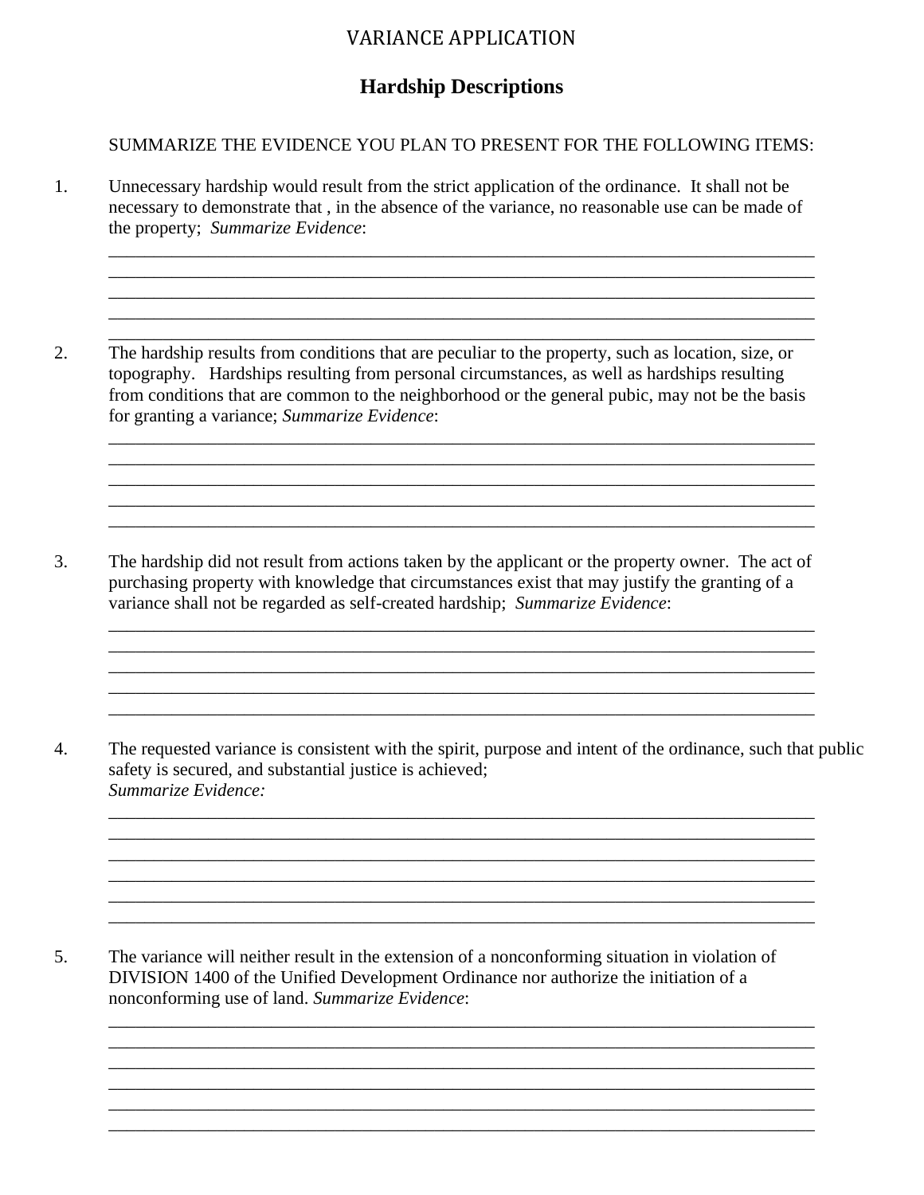# VARIANCE APPLICATION

## Hardship Descriptions

SUMMARIZE THE EVIDENCE YOU PLAN TO PRESENT FOR THE FOLLOWING ITEMS:

1. Unnecessary hardship would result from the strict application of the ordinance. It shall not be necessary to demonstrate that , in the absence of the variance, no reasonable use can be made of the property; *Summarize Evidence*:

_____________________________________________________________________________
_____________________________________________________________________________
_____________________________________________________________________________
_____________________________________________________________________________
_____________________________________________________________________________

2. The hardship results from conditions that are peculiar to the property, such as location, size, or topography. Hardships resulting from personal circumstances, as well as hardships resulting from conditions that are common to the neighborhood or the general pubic, may not be the basis for granting a variance; *Summarize Evidence*:

_____________________________________________________________________________
_____________________________________________________________________________
_____________________________________________________________________________
_____________________________________________________________________________
_____________________________________________________________________________

3. The hardship did not result from actions taken by the applicant or the property owner. The act of purchasing property with knowledge that circumstances exist that may justify the granting of a variance shall not be regarded as self-created hardship; *Summarize Evidence*:

_____________________________________________________________________________
_____________________________________________________________________________
_____________________________________________________________________________
_____________________________________________________________________________
_____________________________________________________________________________

4. The requested variance is consistent with the spirit, purpose and intent of the ordinance, such that public safety is secured, and substantial justice is achieved;
*Summarize Evidence:*

_____________________________________________________________________________
_____________________________________________________________________________
_____________________________________________________________________________
_____________________________________________________________________________
_____________________________________________________________________________
_____________________________________________________________________________

5. The variance will neither result in the extension of a nonconforming situation in violation of DIVISION 1400 of the Unified Development Ordinance nor authorize the initiation of a nonconforming use of land. *Summarize Evidence*:

_____________________________________________________________________________
_____________________________________________________________________________
_____________________________________________________________________________
_____________________________________________________________________________
_____________________________________________________________________________
_____________________________________________________________________________